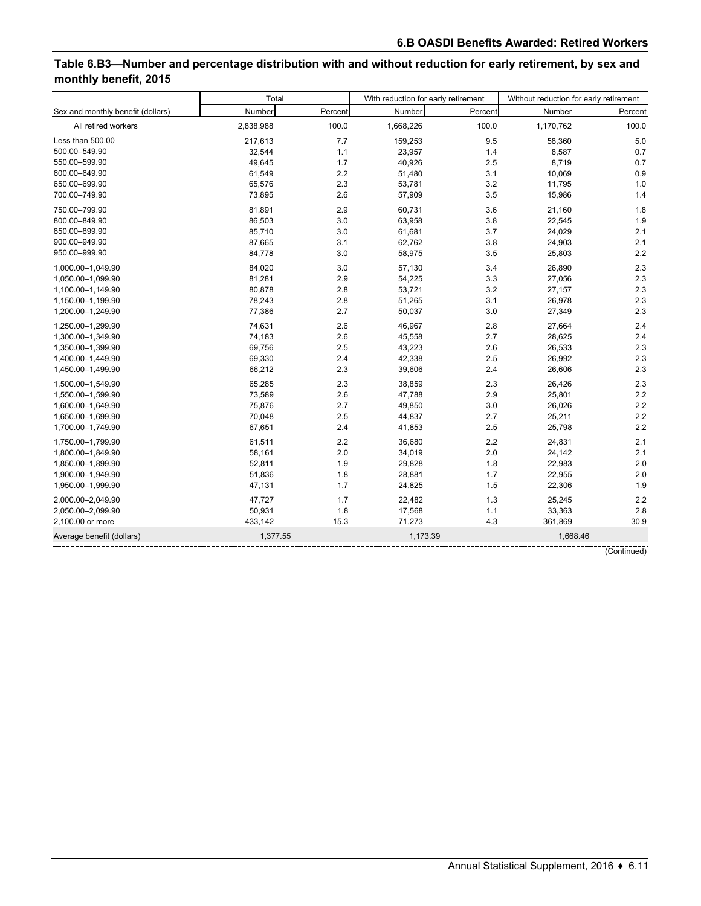## Table 6.B3—Number and percentage distribution with and without reduction for early retirement, by sex and monthly benefit, 2015

| Sex and monthly benefit (dollars) | Total | | With reduction for early retirement | | Without reduction for early retirement | |
|---|---|---|---|---|---|---|
| | Number | Percent | Number | Percent | Number | Percent |
| All retired workers | 2,838,988 | 100.0 | 1,668,226 | 100.0 | 1,170,762 | 100.0 |
| Less than 500.00 | 217,613 | 7.7 | 159,253 | 9.5 | 58,360 | 5.0 |
| 500.00–549.90 | 32,544 | 1.1 | 23,957 | 1.4 | 8,587 | 0.7 |
| 550.00–599.90 | 49,645 | 1.7 | 40,926 | 2.5 | 8,719 | 0.7 |
| 600.00–649.90 | 61,549 | 2.2 | 51,480 | 3.1 | 10,069 | 0.9 |
| 650.00–699.90 | 65,576 | 2.3 | 53,781 | 3.2 | 11,795 | 1.0 |
| 700.00–749.90 | 73,895 | 2.6 | 57,909 | 3.5 | 15,986 | 1.4 |
| 750.00–799.90 | 81,891 | 2.9 | 60,731 | 3.6 | 21,160 | 1.8 |
| 800.00–849.90 | 86,503 | 3.0 | 63,958 | 3.8 | 22,545 | 1.9 |
| 850.00–899.90 | 85,710 | 3.0 | 61,681 | 3.7 | 24,029 | 2.1 |
| 900.00–949.90 | 87,665 | 3.1 | 62,762 | 3.8 | 24,903 | 2.1 |
| 950.00–999.90 | 84,778 | 3.0 | 58,975 | 3.5 | 25,803 | 2.2 |
| 1,000.00–1,049.90 | 84,020 | 3.0 | 57,130 | 3.4 | 26,890 | 2.3 |
| 1,050.00–1,099.90 | 81,281 | 2.9 | 54,225 | 3.3 | 27,056 | 2.3 |
| 1,100.00–1,149.90 | 80,878 | 2.8 | 53,721 | 3.2 | 27,157 | 2.3 |
| 1,150.00–1,199.90 | 78,243 | 2.8 | 51,265 | 3.1 | 26,978 | 2.3 |
| 1,200.00–1,249.90 | 77,386 | 2.7 | 50,037 | 3.0 | 27,349 | 2.3 |
| 1,250.00–1,299.90 | 74,631 | 2.6 | 46,967 | 2.8 | 27,664 | 2.4 |
| 1,300.00–1,349.90 | 74,183 | 2.6 | 45,558 | 2.7 | 28,625 | 2.4 |
| 1,350.00–1,399.90 | 69,756 | 2.5 | 43,223 | 2.6 | 26,533 | 2.3 |
| 1,400.00–1,449.90 | 69,330 | 2.4 | 42,338 | 2.5 | 26,992 | 2.3 |
| 1,450.00–1,499.90 | 66,212 | 2.3 | 39,606 | 2.4 | 26,606 | 2.3 |
| 1,500.00–1,549.90 | 65,285 | 2.3 | 38,859 | 2.3 | 26,426 | 2.3 |
| 1,550.00–1,599.90 | 73,589 | 2.6 | 47,788 | 2.9 | 25,801 | 2.2 |
| 1,600.00–1,649.90 | 75,876 | 2.7 | 49,850 | 3.0 | 26,026 | 2.2 |
| 1,650.00–1,699.90 | 70,048 | 2.5 | 44,837 | 2.7 | 25,211 | 2.2 |
| 1,700.00–1,749.90 | 67,651 | 2.4 | 41,853 | 2.5 | 25,798 | 2.2 |
| 1,750.00–1,799.90 | 61,511 | 2.2 | 36,680 | 2.2 | 24,831 | 2.1 |
| 1,800.00–1,849.90 | 58,161 | 2.0 | 34,019 | 2.0 | 24,142 | 2.1 |
| 1,850.00–1,899.90 | 52,811 | 1.9 | 29,828 | 1.8 | 22,983 | 2.0 |
| 1,900.00–1,949.90 | 51,836 | 1.8 | 28,881 | 1.7 | 22,955 | 2.0 |
| 1,950.00–1,999.90 | 47,131 | 1.7 | 24,825 | 1.5 | 22,306 | 1.9 |
| 2,000.00–2,049.90 | 47,727 | 1.7 | 22,482 | 1.3 | 25,245 | 2.2 |
| 2,050.00–2,099.90 | 50,931 | 1.8 | 17,568 | 1.1 | 33,363 | 2.8 |
| 2,100.00 or more | 433,142 | 15.3 | 71,273 | 4.3 | 361,869 | 30.9 |
| Average benefit (dollars) | 1,377.55 | | 1,173.39 | | 1,668.46 | |

(Continued)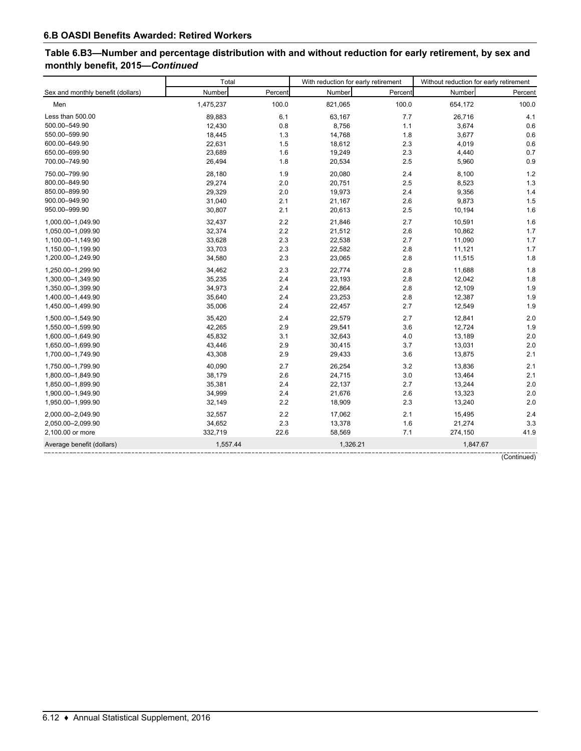## 6.B OASDI Benefits Awarded: Retired Workers

### Table 6.B3—Number and percentage distribution with and without reduction for early retirement, by sex and monthly benefit, 2015—*Continued*

| Sex and monthly benefit (dollars) | Total | | With reduction for early retirement | | Without reduction for early retirement | |
|---|---|---|---|---|---|---|
| | Number | Percent | Number | Percent | Number | Percent |
| Men | 1,475,237 | 100.0 | 821,065 | 100.0 | 654,172 | 100.0 |
| Less than 500.00 | 89,883 | 6.1 | 63,167 | 7.7 | 26,716 | 4.1 |
| 500.00–549.90 | 12,430 | 0.8 | 8,756 | 1.1 | 3,674 | 0.6 |
| 550.00–599.90 | 18,445 | 1.3 | 14,768 | 1.8 | 3,677 | 0.6 |
| 600.00–649.90 | 22,631 | 1.5 | 18,612 | 2.3 | 4,019 | 0.6 |
| 650.00–699.90 | 23,689 | 1.6 | 19,249 | 2.3 | 4,440 | 0.7 |
| 700.00–749.90 | 26,494 | 1.8 | 20,534 | 2.5 | 5,960 | 0.9 |
| 750.00–799.90 | 28,180 | 1.9 | 20,080 | 2.4 | 8,100 | 1.2 |
| 800.00–849.90 | 29,274 | 2.0 | 20,751 | 2.5 | 8,523 | 1.3 |
| 850.00–899.90 | 29,329 | 2.0 | 19,973 | 2.4 | 9,356 | 1.4 |
| 900.00–949.90 | 31,040 | 2.1 | 21,167 | 2.6 | 9,873 | 1.5 |
| 950.00–999.90 | 30,807 | 2.1 | 20,613 | 2.5 | 10,194 | 1.6 |
| 1,000.00–1,049.90 | 32,437 | 2.2 | 21,846 | 2.7 | 10,591 | 1.6 |
| 1,050.00–1,099.90 | 32,374 | 2.2 | 21,512 | 2.6 | 10,862 | 1.7 |
| 1,100.00–1,149.90 | 33,628 | 2.3 | 22,538 | 2.7 | 11,090 | 1.7 |
| 1,150.00–1,199.90 | 33,703 | 2.3 | 22,582 | 2.8 | 11,121 | 1.7 |
| 1,200.00–1,249.90 | 34,580 | 2.3 | 23,065 | 2.8 | 11,515 | 1.8 |
| 1,250.00–1,299.90 | 34,462 | 2.3 | 22,774 | 2.8 | 11,688 | 1.8 |
| 1,300.00–1,349.90 | 35,235 | 2.4 | 23,193 | 2.8 | 12,042 | 1.8 |
| 1,350.00–1,399.90 | 34,973 | 2.4 | 22,864 | 2.8 | 12,109 | 1.9 |
| 1,400.00–1,449.90 | 35,640 | 2.4 | 23,253 | 2.8 | 12,387 | 1.9 |
| 1,450.00–1,499.90 | 35,006 | 2.4 | 22,457 | 2.7 | 12,549 | 1.9 |
| 1,500.00–1,549.90 | 35,420 | 2.4 | 22,579 | 2.7 | 12,841 | 2.0 |
| 1,550.00–1,599.90 | 42,265 | 2.9 | 29,541 | 3.6 | 12,724 | 1.9 |
| 1,600.00–1,649.90 | 45,832 | 3.1 | 32,643 | 4.0 | 13,189 | 2.0 |
| 1,650.00–1,699.90 | 43,446 | 2.9 | 30,415 | 3.7 | 13,031 | 2.0 |
| 1,700.00–1,749.90 | 43,308 | 2.9 | 29,433 | 3.6 | 13,875 | 2.1 |
| 1,750.00–1,799.90 | 40,090 | 2.7 | 26,254 | 3.2 | 13,836 | 2.1 |
| 1,800.00–1,849.90 | 38,179 | 2.6 | 24,715 | 3.0 | 13,464 | 2.1 |
| 1,850.00–1,899.90 | 35,381 | 2.4 | 22,137 | 2.7 | 13,244 | 2.0 |
| 1,900.00–1,949.90 | 34,999 | 2.4 | 21,676 | 2.6 | 13,323 | 2.0 |
| 1,950.00–1,999.90 | 32,149 | 2.2 | 18,909 | 2.3 | 13,240 | 2.0 |
| 2,000.00–2,049.90 | 32,557 | 2.2 | 17,062 | 2.1 | 15,495 | 2.4 |
| 2,050.00–2,099.90 | 34,652 | 2.3 | 13,378 | 1.6 | 21,274 | 3.3 |
| 2,100.00 or more | 332,719 | 22.6 | 58,569 | 7.1 | 274,150 | 41.9 |
| Average benefit (dollars) | 1,557.44 | | 1,326.21 | | 1,847.67 | |

(Continued)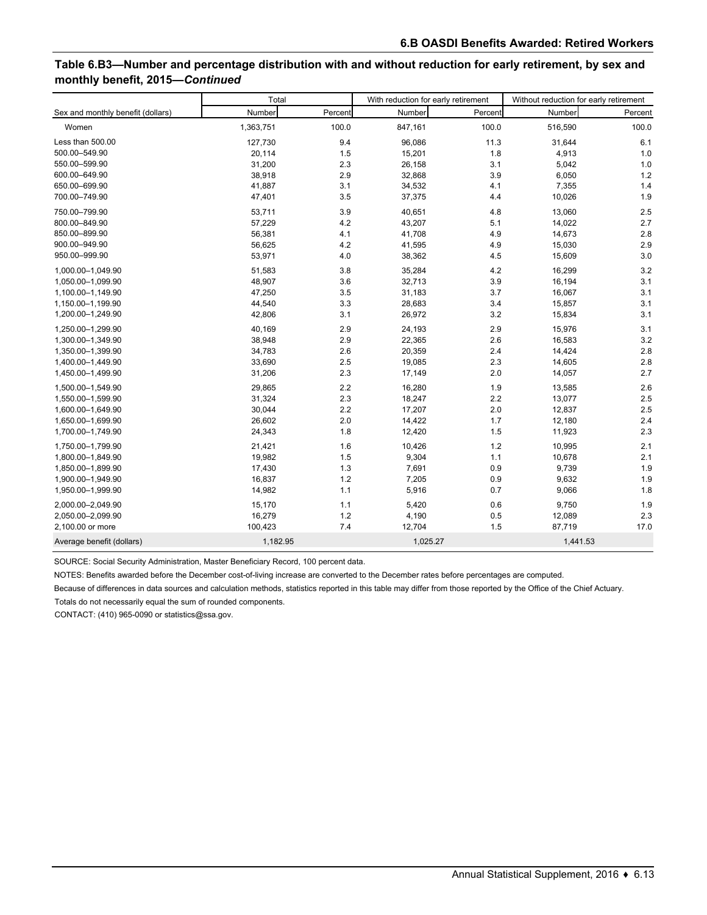## Table 6.B3—Number and percentage distribution with and without reduction for early retirement, by sex and monthly benefit, 2015—*Continued*

| Sex and monthly benefit (dollars) | Total | | With reduction for early retirement | | Without reduction for early retirement | |
|---|---|---|---|---|---|---|
| | Number | Percent | Number | Percent | Number | Percent |
| Women | 1,363,751 | 100.0 | 847,161 | 100.0 | 516,590 | 100.0 |
| Less than 500.00 | 127,730 | 9.4 | 96,086 | 11.3 | 31,644 | 6.1 |
| 500.00–549.90 | 20,114 | 1.5 | 15,201 | 1.8 | 4,913 | 1.0 |
| 550.00–599.90 | 31,200 | 2.3 | 26,158 | 3.1 | 5,042 | 1.0 |
| 600.00–649.90 | 38,918 | 2.9 | 32,868 | 3.9 | 6,050 | 1.2 |
| 650.00–699.90 | 41,887 | 3.1 | 34,532 | 4.1 | 7,355 | 1.4 |
| 700.00–749.90 | 47,401 | 3.5 | 37,375 | 4.4 | 10,026 | 1.9 |
| 750.00–799.90 | 53,711 | 3.9 | 40,651 | 4.8 | 13,060 | 2.5 |
| 800.00–849.90 | 57,229 | 4.2 | 43,207 | 5.1 | 14,022 | 2.7 |
| 850.00–899.90 | 56,381 | 4.1 | 41,708 | 4.9 | 14,673 | 2.8 |
| 900.00–949.90 | 56,625 | 4.2 | 41,595 | 4.9 | 15,030 | 2.9 |
| 950.00–999.90 | 53,971 | 4.0 | 38,362 | 4.5 | 15,609 | 3.0 |
| 1,000.00–1,049.90 | 51,583 | 3.8 | 35,284 | 4.2 | 16,299 | 3.2 |
| 1,050.00–1,099.90 | 48,907 | 3.6 | 32,713 | 3.9 | 16,194 | 3.1 |
| 1,100.00–1,149.90 | 47,250 | 3.5 | 31,183 | 3.7 | 16,067 | 3.1 |
| 1,150.00–1,199.90 | 44,540 | 3.3 | 28,683 | 3.4 | 15,857 | 3.1 |
| 1,200.00–1,249.90 | 42,806 | 3.1 | 26,972 | 3.2 | 15,834 | 3.1 |
| 1,250.00–1,299.90 | 40,169 | 2.9 | 24,193 | 2.9 | 15,976 | 3.1 |
| 1,300.00–1,349.90 | 38,948 | 2.9 | 22,365 | 2.6 | 16,583 | 3.2 |
| 1,350.00–1,399.90 | 34,783 | 2.6 | 20,359 | 2.4 | 14,424 | 2.8 |
| 1,400.00–1,449.90 | 33,690 | 2.5 | 19,085 | 2.3 | 14,605 | 2.8 |
| 1,450.00–1,499.90 | 31,206 | 2.3 | 17,149 | 2.0 | 14,057 | 2.7 |
| 1,500.00–1,549.90 | 29,865 | 2.2 | 16,280 | 1.9 | 13,585 | 2.6 |
| 1,550.00–1,599.90 | 31,324 | 2.3 | 18,247 | 2.2 | 13,077 | 2.5 |
| 1,600.00–1,649.90 | 30,044 | 2.2 | 17,207 | 2.0 | 12,837 | 2.5 |
| 1,650.00–1,699.90 | 26,602 | 2.0 | 14,422 | 1.7 | 12,180 | 2.4 |
| 1,700.00–1,749.90 | 24,343 | 1.8 | 12,420 | 1.5 | 11,923 | 2.3 |
| 1,750.00–1,799.90 | 21,421 | 1.6 | 10,426 | 1.2 | 10,995 | 2.1 |
| 1,800.00–1,849.90 | 19,982 | 1.5 | 9,304 | 1.1 | 10,678 | 2.1 |
| 1,850.00–1,899.90 | 17,430 | 1.3 | 7,691 | 0.9 | 9,739 | 1.9 |
| 1,900.00–1,949.90 | 16,837 | 1.2 | 7,205 | 0.9 | 9,632 | 1.9 |
| 1,950.00–1,999.90 | 14,982 | 1.1 | 5,916 | 0.7 | 9,066 | 1.8 |
| 2,000.00–2,049.90 | 15,170 | 1.1 | 5,420 | 0.6 | 9,750 | 1.9 |
| 2,050.00–2,099.90 | 16,279 | 1.2 | 4,190 | 0.5 | 12,089 | 2.3 |
| 2,100.00 or more | 100,423 | 7.4 | 12,704 | 1.5 | 87,719 | 17.0 |
| Average benefit (dollars) | 1,182.95 | | 1,025.27 | | 1,441.53 | |

SOURCE: Social Security Administration, Master Beneficiary Record, 100 percent data.

NOTES: Benefits awarded before the December cost-of-living increase are converted to the December rates before percentages are computed.

Because of differences in data sources and calculation methods, statistics reported in this table may differ from those reported by the Office of the Chief Actuary.

Totals do not necessarily equal the sum of rounded components.

CONTACT: (410) 965-0090 or statistics@ssa.gov.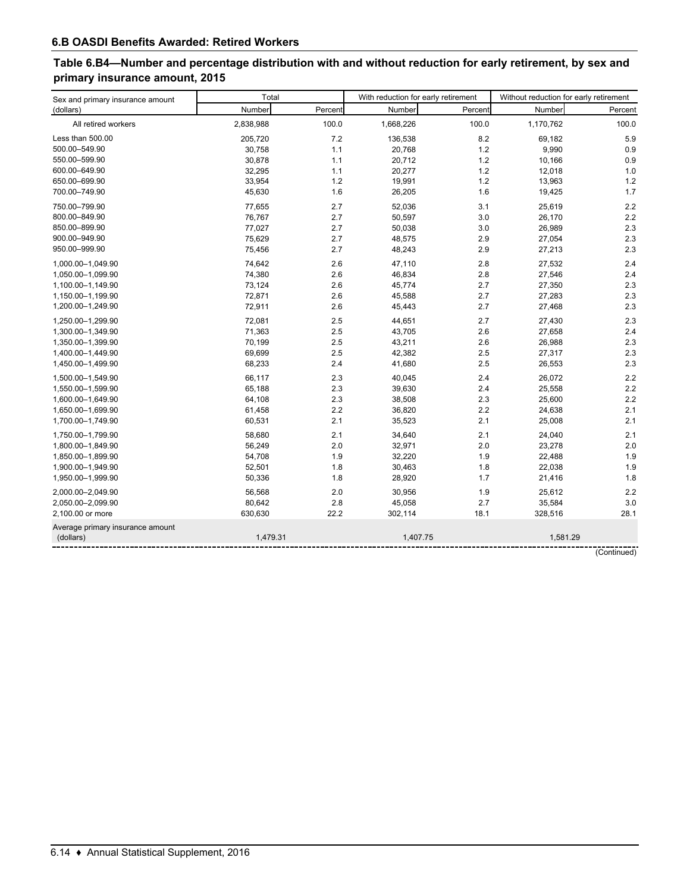### 6.B OASDI Benefits Awarded: Retired Workers

#### Table 6.B4—Number and percentage distribution with and without reduction for early retirement, by sex and primary insurance amount, 2015

| Sex and primary insurance amount (dollars) | Total | | With reduction for early retirement | | Without reduction for early retirement | |
|---|---|---|---|---|---|---|
| | Number | Percent | Number | Percent | Number | Percent |
| All retired workers | 2,838,988 | 100.0 | 1,668,226 | 100.0 | 1,170,762 | 100.0 |
| Less than 500.00 | 205,720 | 7.2 | 136,538 | 8.2 | 69,182 | 5.9 |
| 500.00–549.90 | 30,758 | 1.1 | 20,768 | 1.2 | 9,990 | 0.9 |
| 550.00–599.90 | 30,878 | 1.1 | 20,712 | 1.2 | 10,166 | 0.9 |
| 600.00–649.90 | 32,295 | 1.1 | 20,277 | 1.2 | 12,018 | 1.0 |
| 650.00–699.90 | 33,954 | 1.2 | 19,991 | 1.2 | 13,963 | 1.2 |
| 700.00–749.90 | 45,630 | 1.6 | 26,205 | 1.6 | 19,425 | 1.7 |
| 750.00–799.90 | 77,655 | 2.7 | 52,036 | 3.1 | 25,619 | 2.2 |
| 800.00–849.90 | 76,767 | 2.7 | 50,597 | 3.0 | 26,170 | 2.2 |
| 850.00–899.90 | 77,027 | 2.7 | 50,038 | 3.0 | 26,989 | 2.3 |
| 900.00–949.90 | 75,629 | 2.7 | 48,575 | 2.9 | 27,054 | 2.3 |
| 950.00–999.90 | 75,456 | 2.7 | 48,243 | 2.9 | 27,213 | 2.3 |
| 1,000.00–1,049.90 | 74,642 | 2.6 | 47,110 | 2.8 | 27,532 | 2.4 |
| 1,050.00–1,099.90 | 74,380 | 2.6 | 46,834 | 2.8 | 27,546 | 2.4 |
| 1,100.00–1,149.90 | 73,124 | 2.6 | 45,774 | 2.7 | 27,350 | 2.3 |
| 1,150.00–1,199.90 | 72,871 | 2.6 | 45,588 | 2.7 | 27,283 | 2.3 |
| 1,200.00–1,249.90 | 72,911 | 2.6 | 45,443 | 2.7 | 27,468 | 2.3 |
| 1,250.00–1,299.90 | 72,081 | 2.5 | 44,651 | 2.7 | 27,430 | 2.3 |
| 1,300.00–1,349.90 | 71,363 | 2.5 | 43,705 | 2.6 | 27,658 | 2.4 |
| 1,350.00–1,399.90 | 70,199 | 2.5 | 43,211 | 2.6 | 26,988 | 2.3 |
| 1,400.00–1,449.90 | 69,699 | 2.5 | 42,382 | 2.5 | 27,317 | 2.3 |
| 1,450.00–1,499.90 | 68,233 | 2.4 | 41,680 | 2.5 | 26,553 | 2.3 |
| 1,500.00–1,549.90 | 66,117 | 2.3 | 40,045 | 2.4 | 26,072 | 2.2 |
| 1,550.00–1,599.90 | 65,188 | 2.3 | 39,630 | 2.4 | 25,558 | 2.2 |
| 1,600.00–1,649.90 | 64,108 | 2.3 | 38,508 | 2.3 | 25,600 | 2.2 |
| 1,650.00–1,699.90 | 61,458 | 2.2 | 36,820 | 2.2 | 24,638 | 2.1 |
| 1,700.00–1,749.90 | 60,531 | 2.1 | 35,523 | 2.1 | 25,008 | 2.1 |
| 1,750.00–1,799.90 | 58,680 | 2.1 | 34,640 | 2.1 | 24,040 | 2.1 |
| 1,800.00–1,849.90 | 56,249 | 2.0 | 32,971 | 2.0 | 23,278 | 2.0 |
| 1,850.00–1,899.90 | 54,708 | 1.9 | 32,220 | 1.9 | 22,488 | 1.9 |
| 1,900.00–1,949.90 | 52,501 | 1.8 | 30,463 | 1.8 | 22,038 | 1.9 |
| 1,950.00–1,999.90 | 50,336 | 1.8 | 28,920 | 1.7 | 21,416 | 1.8 |
| 2,000.00–2,049.90 | 56,568 | 2.0 | 30,956 | 1.9 | 25,612 | 2.2 |
| 2,050.00–2,099.90 | 80,642 | 2.8 | 45,058 | 2.7 | 35,584 | 3.0 |
| 2,100.00 or more | 630,630 | 22.2 | 302,114 | 18.1 | 328,516 | 28.1 |
| Average primary insurance amount (dollars) | 1,479.31 | | 1,407.75 | | 1,581.29 | |

(Continued)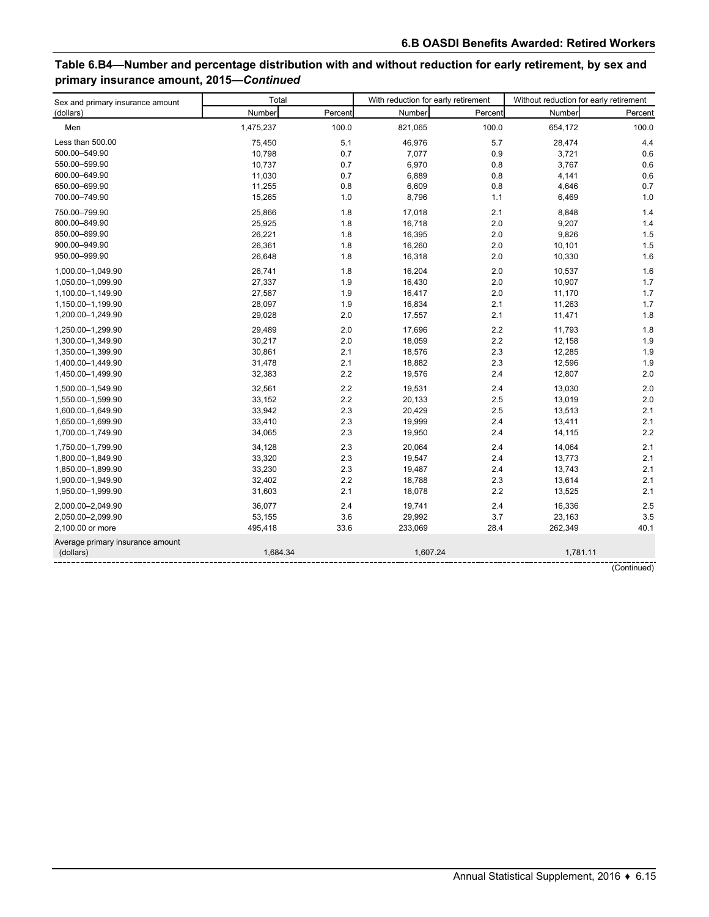## Table 6.B4—Number and percentage distribution with and without reduction for early retirement, by sex and primary insurance amount, 2015—*Continued*

| Sex and primary insurance amount (dollars) | Total | | With reduction for early retirement | | Without reduction for early retirement | |
|---|---|---|---|---|---|---|
| | Number | Percent | Number | Percent | Number | Percent |
| Men | 1,475,237 | 100.0 | 821,065 | 100.0 | 654,172 | 100.0 |
| Less than 500.00 | 75,450 | 5.1 | 46,976 | 5.7 | 28,474 | 4.4 |
| 500.00–549.90 | 10,798 | 0.7 | 7,077 | 0.9 | 3,721 | 0.6 |
| 550.00–599.90 | 10,737 | 0.7 | 6,970 | 0.8 | 3,767 | 0.6 |
| 600.00–649.90 | 11,030 | 0.7 | 6,889 | 0.8 | 4,141 | 0.6 |
| 650.00–699.90 | 11,255 | 0.8 | 6,609 | 0.8 | 4,646 | 0.7 |
| 700.00–749.90 | 15,265 | 1.0 | 8,796 | 1.1 | 6,469 | 1.0 |
| 750.00–799.90 | 25,866 | 1.8 | 17,018 | 2.1 | 8,848 | 1.4 |
| 800.00–849.90 | 25,925 | 1.8 | 16,718 | 2.0 | 9,207 | 1.4 |
| 850.00–899.90 | 26,221 | 1.8 | 16,395 | 2.0 | 9,826 | 1.5 |
| 900.00–949.90 | 26,361 | 1.8 | 16,260 | 2.0 | 10,101 | 1.5 |
| 950.00–999.90 | 26,648 | 1.8 | 16,318 | 2.0 | 10,330 | 1.6 |
| 1,000.00–1,049.90 | 26,741 | 1.8 | 16,204 | 2.0 | 10,537 | 1.6 |
| 1,050.00–1,099.90 | 27,337 | 1.9 | 16,430 | 2.0 | 10,907 | 1.7 |
| 1,100.00–1,149.90 | 27,587 | 1.9 | 16,417 | 2.0 | 11,170 | 1.7 |
| 1,150.00–1,199.90 | 28,097 | 1.9 | 16,834 | 2.1 | 11,263 | 1.7 |
| 1,200.00–1,249.90 | 29,028 | 2.0 | 17,557 | 2.1 | 11,471 | 1.8 |
| 1,250.00–1,299.90 | 29,489 | 2.0 | 17,696 | 2.2 | 11,793 | 1.8 |
| 1,300.00–1,349.90 | 30,217 | 2.0 | 18,059 | 2.2 | 12,158 | 1.9 |
| 1,350.00–1,399.90 | 30,861 | 2.1 | 18,576 | 2.3 | 12,285 | 1.9 |
| 1,400.00–1,449.90 | 31,478 | 2.1 | 18,882 | 2.3 | 12,596 | 1.9 |
| 1,450.00–1,499.90 | 32,383 | 2.2 | 19,576 | 2.4 | 12,807 | 2.0 |
| 1,500.00–1,549.90 | 32,561 | 2.2 | 19,531 | 2.4 | 13,030 | 2.0 |
| 1,550.00–1,599.90 | 33,152 | 2.2 | 20,133 | 2.5 | 13,019 | 2.0 |
| 1,600.00–1,649.90 | 33,942 | 2.3 | 20,429 | 2.5 | 13,513 | 2.1 |
| 1,650.00–1,699.90 | 33,410 | 2.3 | 19,999 | 2.4 | 13,411 | 2.1 |
| 1,700.00–1,749.90 | 34,065 | 2.3 | 19,950 | 2.4 | 14,115 | 2.2 |
| 1,750.00–1,799.90 | 34,128 | 2.3 | 20,064 | 2.4 | 14,064 | 2.1 |
| 1,800.00–1,849.90 | 33,320 | 2.3 | 19,547 | 2.4 | 13,773 | 2.1 |
| 1,850.00–1,899.90 | 33,230 | 2.3 | 19,487 | 2.4 | 13,743 | 2.1 |
| 1,900.00–1,949.90 | 32,402 | 2.2 | 18,788 | 2.3 | 13,614 | 2.1 |
| 1,950.00–1,999.90 | 31,603 | 2.1 | 18,078 | 2.2 | 13,525 | 2.1 |
| 2,000.00–2,049.90 | 36,077 | 2.4 | 19,741 | 2.4 | 16,336 | 2.5 |
| 2,050.00–2,099.90 | 53,155 | 3.6 | 29,992 | 3.7 | 23,163 | 3.5 |
| 2,100.00 or more | 495,418 | 33.6 | 233,069 | 28.4 | 262,349 | 40.1 |
| Average primary insurance amount (dollars) | 1,684.34 | | 1,607.24 | | 1,781.11 | |

(Continued)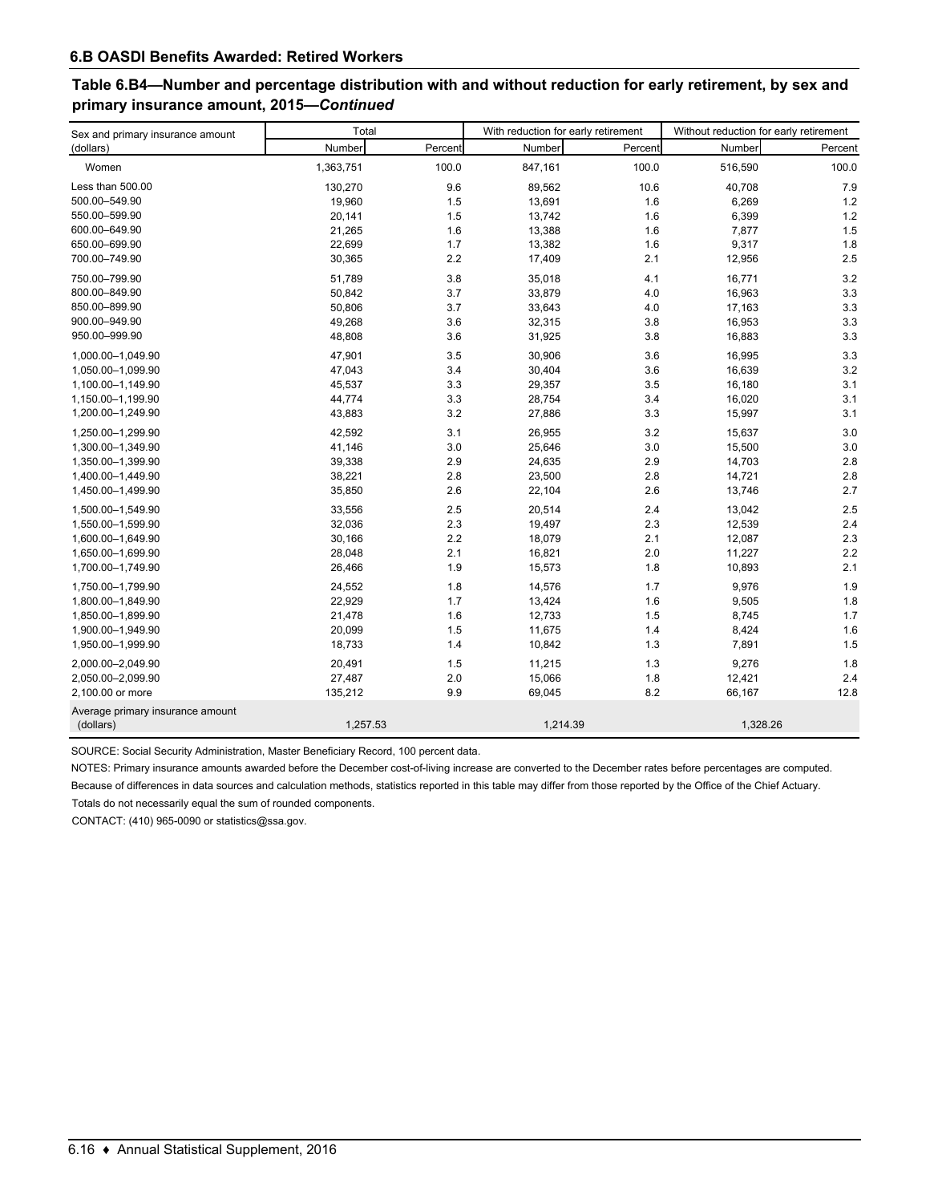## 6.B OASDI Benefits Awarded: Retired Workers

### Table 6.B4—Number and percentage distribution with and without reduction for early retirement, by sex and primary insurance amount, 2015—*Continued*

| Sex and primary insurance amount (dollars) | Total | | With reduction for early retirement | | Without reduction for early retirement | |
|---|---|---|---|---|---|---|
| | Number | Percent | Number | Percent | Number | Percent |
| Women | 1,363,751 | 100.0 | 847,161 | 100.0 | 516,590 | 100.0 |
| Less than 500.00 | 130,270 | 9.6 | 89,562 | 10.6 | 40,708 | 7.9 |
| 500.00–549.90 | 19,960 | 1.5 | 13,691 | 1.6 | 6,269 | 1.2 |
| 550.00–599.90 | 20,141 | 1.5 | 13,742 | 1.6 | 6,399 | 1.2 |
| 600.00–649.90 | 21,265 | 1.6 | 13,388 | 1.6 | 7,877 | 1.5 |
| 650.00–699.90 | 22,699 | 1.7 | 13,382 | 1.6 | 9,317 | 1.8 |
| 700.00–749.90 | 30,365 | 2.2 | 17,409 | 2.1 | 12,956 | 2.5 |
| 750.00–799.90 | 51,789 | 3.8 | 35,018 | 4.1 | 16,771 | 3.2 |
| 800.00–849.90 | 50,842 | 3.7 | 33,879 | 4.0 | 16,963 | 3.3 |
| 850.00–899.90 | 50,806 | 3.7 | 33,643 | 4.0 | 17,163 | 3.3 |
| 900.00–949.90 | 49,268 | 3.6 | 32,315 | 3.8 | 16,953 | 3.3 |
| 950.00–999.90 | 48,808 | 3.6 | 31,925 | 3.8 | 16,883 | 3.3 |
| 1,000.00–1,049.90 | 47,901 | 3.5 | 30,906 | 3.6 | 16,995 | 3.3 |
| 1,050.00–1,099.90 | 47,043 | 3.4 | 30,404 | 3.6 | 16,639 | 3.2 |
| 1,100.00–1,149.90 | 45,537 | 3.3 | 29,357 | 3.5 | 16,180 | 3.1 |
| 1,150.00–1,199.90 | 44,774 | 3.3 | 28,754 | 3.4 | 16,020 | 3.1 |
| 1,200.00–1,249.90 | 43,883 | 3.2 | 27,886 | 3.3 | 15,997 | 3.1 |
| 1,250.00–1,299.90 | 42,592 | 3.1 | 26,955 | 3.2 | 15,637 | 3.0 |
| 1,300.00–1,349.90 | 41,146 | 3.0 | 25,646 | 3.0 | 15,500 | 3.0 |
| 1,350.00–1,399.90 | 39,338 | 2.9 | 24,635 | 2.9 | 14,703 | 2.8 |
| 1,400.00–1,449.90 | 38,221 | 2.8 | 23,500 | 2.8 | 14,721 | 2.8 |
| 1,450.00–1,499.90 | 35,850 | 2.6 | 22,104 | 2.6 | 13,746 | 2.7 |
| 1,500.00–1,549.90 | 33,556 | 2.5 | 20,514 | 2.4 | 13,042 | 2.5 |
| 1,550.00–1,599.90 | 32,036 | 2.3 | 19,497 | 2.3 | 12,539 | 2.4 |
| 1,600.00–1,649.90 | 30,166 | 2.2 | 18,079 | 2.1 | 12,087 | 2.3 |
| 1,650.00–1,699.90 | 28,048 | 2.1 | 16,821 | 2.0 | 11,227 | 2.2 |
| 1,700.00–1,749.90 | 26,466 | 1.9 | 15,573 | 1.8 | 10,893 | 2.1 |
| 1,750.00–1,799.90 | 24,552 | 1.8 | 14,576 | 1.7 | 9,976 | 1.9 |
| 1,800.00–1,849.90 | 22,929 | 1.7 | 13,424 | 1.6 | 9,505 | 1.8 |
| 1,850.00–1,899.90 | 21,478 | 1.6 | 12,733 | 1.5 | 8,745 | 1.7 |
| 1,900.00–1,949.90 | 20,099 | 1.5 | 11,675 | 1.4 | 8,424 | 1.6 |
| 1,950.00–1,999.90 | 18,733 | 1.4 | 10,842 | 1.3 | 7,891 | 1.5 |
| 2,000.00–2,049.90 | 20,491 | 1.5 | 11,215 | 1.3 | 9,276 | 1.8 |
| 2,050.00–2,099.90 | 27,487 | 2.0 | 15,066 | 1.8 | 12,421 | 2.4 |
| 2,100.00 or more | 135,212 | 9.9 | 69,045 | 8.2 | 66,167 | 12.8 |
| Average primary insurance amount (dollars) | 1,257.53 | | 1,214.39 | | 1,328.26 | |

SOURCE: Social Security Administration, Master Beneficiary Record, 100 percent data.

NOTES: Primary insurance amounts awarded before the December cost-of-living increase are converted to the December rates before percentages are computed.

Because of differences in data sources and calculation methods, statistics reported in this table may differ from those reported by the Office of the Chief Actuary.

Totals do not necessarily equal the sum of rounded components.

CONTACT: (410) 965-0090 or statistics@ssa.gov.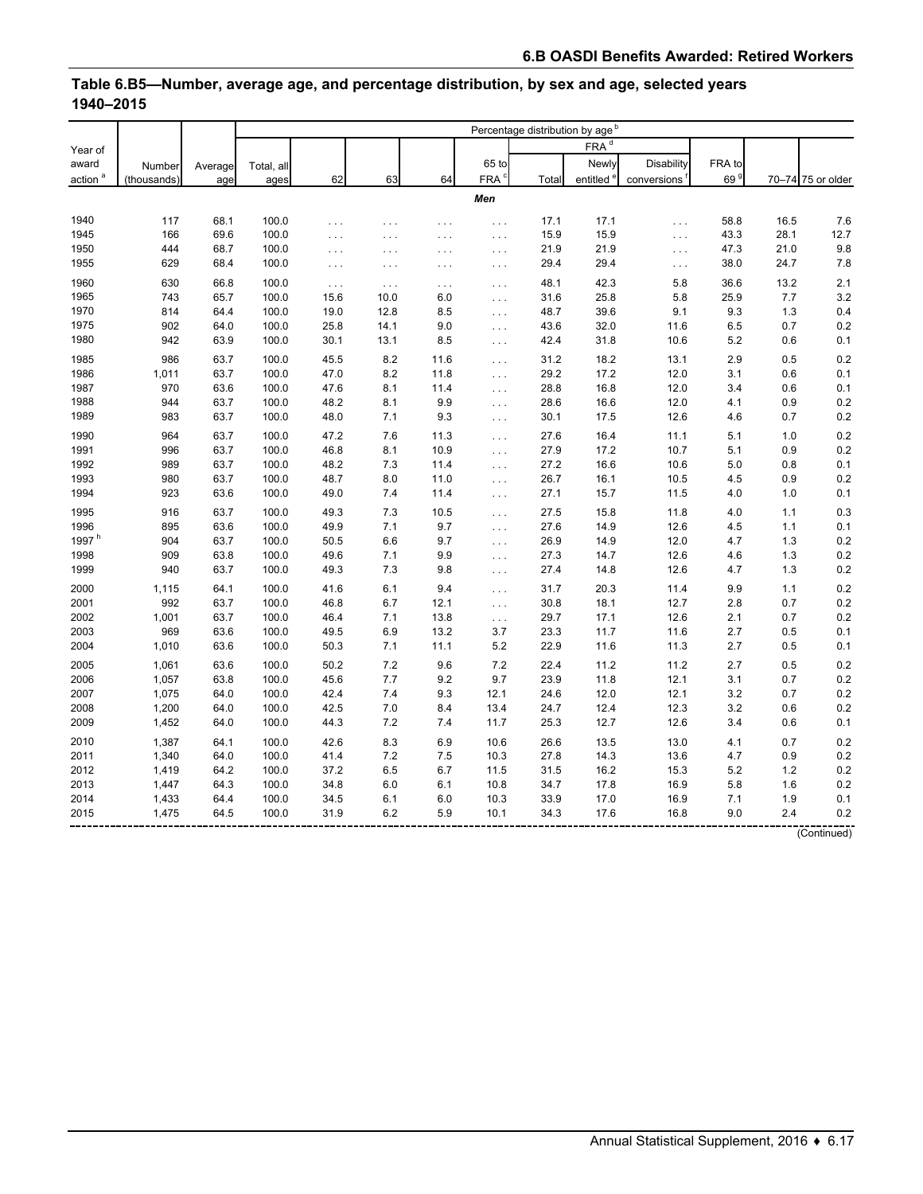## Table 6.B5—Number, average age, and percentage distribution, by sex and age, selected years 1940–2015

| Year of award action [a] | Number (thousands) | Average age | Percentage distribution by age [b] | | | | | | | | | | |
|---|---|---|---|---|---|---|---|---|---|---|---|---|---|
| | | | Total, all ages | 62 | 63 | 64 | 65 to FRA [c] | FRA [d] | | | FRA to 69 [g] | 70–74 | 75 or older |
| | | | | | | | | Total | Newly entitled [e] | Disability conversions [f] | | | |
| | | | | | | | *Men* | | | | | | |
| 1940 | 117 | 68.1 | 100.0 | . . . | . . . | . . . | . . . | 17.1 | 17.1 | . . . | 58.8 | 16.5 | 7.6 |
| 1945 | 166 | 69.6 | 100.0 | . . . | . . . | . . . | . . . | 15.9 | 15.9 | . . . | 43.3 | 28.1 | 12.7 |
| 1950 | 444 | 68.7 | 100.0 | . . . | . . . | . . . | . . . | 21.9 | 21.9 | . . . | 47.3 | 21.0 | 9.8 |
| 1955 | 629 | 68.4 | 100.0 | . . . | . . . | . . . | . . . | 29.4 | 29.4 | . . . | 38.0 | 24.7 | 7.8 |
| 1960 | 630 | 66.8 | 100.0 | . . . | . . . | . . . | . . . | 48.1 | 42.3 | 5.8 | 36.6 | 13.2 | 2.1 |
| 1965 | 743 | 65.7 | 100.0 | 15.6 | 10.0 | 6.0 | . . . | 31.6 | 25.8 | 5.8 | 25.9 | 7.7 | 3.2 |
| 1970 | 814 | 64.4 | 100.0 | 19.0 | 12.8 | 8.5 | . . . | 48.7 | 39.6 | 9.1 | 9.3 | 1.3 | 0.4 |
| 1975 | 902 | 64.0 | 100.0 | 25.8 | 14.1 | 9.0 | . . . | 43.6 | 32.0 | 11.6 | 6.5 | 0.7 | 0.2 |
| 1980 | 942 | 63.9 | 100.0 | 30.1 | 13.1 | 8.5 | . . . | 42.4 | 31.8 | 10.6 | 5.2 | 0.6 | 0.1 |
| 1985 | 986 | 63.7 | 100.0 | 45.5 | 8.2 | 11.6 | . . . | 31.2 | 18.2 | 13.1 | 2.9 | 0.5 | 0.2 |
| 1986 | 1,011 | 63.7 | 100.0 | 47.0 | 8.2 | 11.8 | . . . | 29.2 | 17.2 | 12.0 | 3.1 | 0.6 | 0.1 |
| 1987 | 970 | 63.6 | 100.0 | 47.6 | 8.1 | 11.4 | . . . | 28.8 | 16.8 | 12.0 | 3.4 | 0.6 | 0.1 |
| 1988 | 944 | 63.7 | 100.0 | 48.2 | 8.1 | 9.9 | . . . | 28.6 | 16.6 | 12.0 | 4.1 | 0.9 | 0.2 |
| 1989 | 983 | 63.7 | 100.0 | 48.0 | 7.1 | 9.3 | . . . | 30.1 | 17.5 | 12.6 | 4.6 | 0.7 | 0.2 |
| 1990 | 964 | 63.7 | 100.0 | 47.2 | 7.6 | 11.3 | . . . | 27.6 | 16.4 | 11.1 | 5.1 | 1.0 | 0.2 |
| 1991 | 996 | 63.7 | 100.0 | 46.8 | 8.1 | 10.9 | . . . | 27.9 | 17.2 | 10.7 | 5.1 | 0.9 | 0.2 |
| 1992 | 989 | 63.7 | 100.0 | 48.2 | 7.3 | 11.4 | . . . | 27.2 | 16.6 | 10.6 | 5.0 | 0.8 | 0.1 |
| 1993 | 980 | 63.7 | 100.0 | 48.7 | 8.0 | 11.0 | . . . | 26.7 | 16.1 | 10.5 | 4.5 | 0.9 | 0.2 |
| 1994 | 923 | 63.6 | 100.0 | 49.0 | 7.4 | 11.4 | . . . | 27.1 | 15.7 | 11.5 | 4.0 | 1.0 | 0.1 |
| 1995 | 916 | 63.7 | 100.0 | 49.3 | 7.3 | 10.5 | . . . | 27.5 | 15.8 | 11.8 | 4.0 | 1.1 | 0.3 |
| 1996 | 895 | 63.6 | 100.0 | 49.9 | 7.1 | 9.7 | . . . | 27.6 | 14.9 | 12.6 | 4.5 | 1.1 | 0.1 |
| 1997 [h] | 904 | 63.7 | 100.0 | 50.5 | 6.6 | 9.7 | . . . | 26.9 | 14.9 | 12.0 | 4.7 | 1.3 | 0.2 |
| 1998 | 909 | 63.8 | 100.0 | 49.6 | 7.1 | 9.9 | . . . | 27.3 | 14.7 | 12.6 | 4.6 | 1.3 | 0.2 |
| 1999 | 940 | 63.7 | 100.0 | 49.3 | 7.3 | 9.8 | . . . | 27.4 | 14.8 | 12.6 | 4.7 | 1.3 | 0.2 |
| 2000 | 1,115 | 64.1 | 100.0 | 41.6 | 6.1 | 9.4 | . . . | 31.7 | 20.3 | 11.4 | 9.9 | 1.1 | 0.2 |
| 2001 | 992 | 63.7 | 100.0 | 46.8 | 6.7 | 12.1 | . . . | 30.8 | 18.1 | 12.7 | 2.8 | 0.7 | 0.2 |
| 2002 | 1,001 | 63.7 | 100.0 | 46.4 | 7.1 | 13.8 | . . . | 29.7 | 17.1 | 12.6 | 2.1 | 0.7 | 0.2 |
| 2003 | 969 | 63.6 | 100.0 | 49.5 | 6.9 | 13.2 | 3.7 | 23.3 | 11.7 | 11.6 | 2.7 | 0.5 | 0.1 |
| 2004 | 1,010 | 63.6 | 100.0 | 50.3 | 7.1 | 11.1 | 5.2 | 22.9 | 11.6 | 11.3 | 2.7 | 0.5 | 0.1 |
| 2005 | 1,061 | 63.6 | 100.0 | 50.2 | 7.2 | 9.6 | 7.2 | 22.4 | 11.2 | 11.2 | 2.7 | 0.5 | 0.2 |
| 2006 | 1,057 | 63.8 | 100.0 | 45.6 | 7.7 | 9.2 | 9.7 | 23.9 | 11.8 | 12.1 | 3.1 | 0.7 | 0.2 |
| 2007 | 1,075 | 64.0 | 100.0 | 42.4 | 7.4 | 9.3 | 12.1 | 24.6 | 12.0 | 12.1 | 3.2 | 0.7 | 0.2 |
| 2008 | 1,200 | 64.0 | 100.0 | 42.5 | 7.0 | 8.4 | 13.4 | 24.7 | 12.4 | 12.3 | 3.2 | 0.6 | 0.2 |
| 2009 | 1,452 | 64.0 | 100.0 | 44.3 | 7.2 | 7.4 | 11.7 | 25.3 | 12.7 | 12.6 | 3.4 | 0.6 | 0.1 |
| 2010 | 1,387 | 64.1 | 100.0 | 42.6 | 8.3 | 6.9 | 10.6 | 26.6 | 13.5 | 13.0 | 4.1 | 0.7 | 0.2 |
| 2011 | 1,340 | 64.0 | 100.0 | 41.4 | 7.2 | 7.5 | 10.3 | 27.8 | 14.3 | 13.6 | 4.7 | 0.9 | 0.2 |
| 2012 | 1,419 | 64.2 | 100.0 | 37.2 | 6.5 | 6.7 | 11.5 | 31.5 | 16.2 | 15.3 | 5.2 | 1.2 | 0.2 |
| 2013 | 1,447 | 64.3 | 100.0 | 34.8 | 6.0 | 6.1 | 10.8 | 34.7 | 17.8 | 16.9 | 5.8 | 1.6 | 0.2 |
| 2014 | 1,433 | 64.4 | 100.0 | 34.5 | 6.1 | 6.0 | 10.3 | 33.9 | 17.0 | 16.9 | 7.1 | 1.9 | 0.1 |
| 2015 | 1,475 | 64.5 | 100.0 | 31.9 | 6.2 | 5.9 | 10.1 | 34.3 | 17.6 | 16.8 | 9.0 | 2.4 | 0.2 |

(Continued)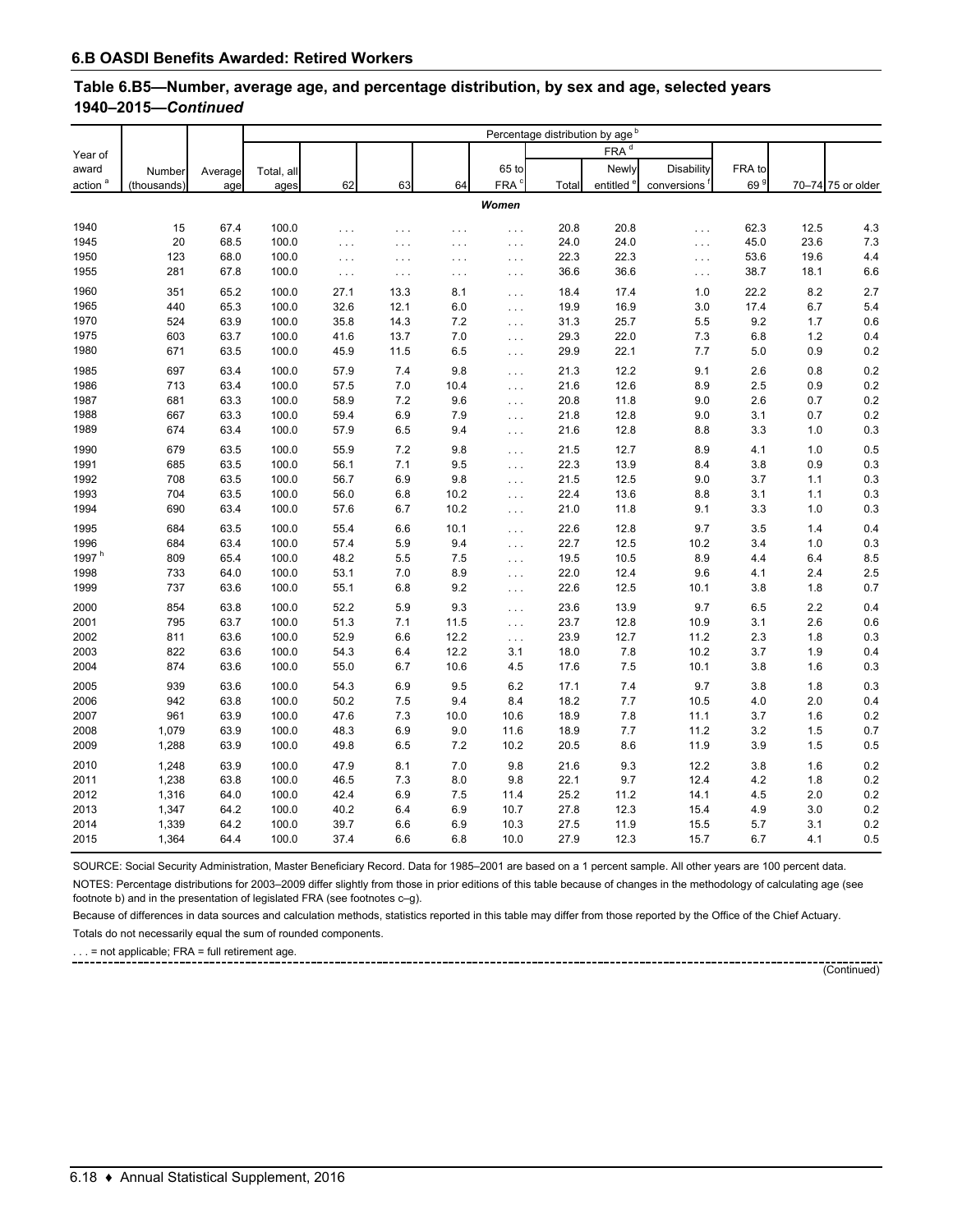## 6.B OASDI Benefits Awarded: Retired Workers

### Table 6.B5—Number, average age, and percentage distribution, by sex and age, selected years 1940–2015—*Continued*

| Year of award action[a] | Number (thousands) | Average age | Percentage distribution by age[b] | | | | | | | | | | |
|---|---|---|---|---|---|---|---|---|---|---|---|---|---|
| | | | Total, all ages | 62 | 63 | 64 | 65 to FRA[c] | FRA[d] | | | FRA to 69[g] | 70–74 | 75 or older |
| | | | | | | | | Total | Newly entitled[e] | Disability conversions[f] | | | |
| | | | | | | | *Women* | | | | | | |
| 1940 | 15 | 67.4 | 100.0 | . . . | . . . | . . . | . . . | 20.8 | 20.8 | . . . | 62.3 | 12.5 | 4.3 |
| 1945 | 20 | 68.5 | 100.0 | . . . | . . . | . . . | . . . | 24.0 | 24.0 | . . . | 45.0 | 23.6 | 7.3 |
| 1950 | 123 | 68.0 | 100.0 | . . . | . . . | . . . | . . . | 22.3 | 22.3 | . . . | 53.6 | 19.6 | 4.4 |
| 1955 | 281 | 67.8 | 100.0 | . . . | . . . | . . . | . . . | 36.6 | 36.6 | . . . | 38.7 | 18.1 | 6.6 |
| 1960 | 351 | 65.2 | 100.0 | 27.1 | 13.3 | 8.1 | . . . | 18.4 | 17.4 | 1.0 | 22.2 | 8.2 | 2.7 |
| 1965 | 440 | 65.3 | 100.0 | 32.6 | 12.1 | 6.0 | . . . | 19.9 | 16.9 | 3.0 | 17.4 | 6.7 | 5.4 |
| 1970 | 524 | 63.9 | 100.0 | 35.8 | 14.3 | 7.2 | . . . | 31.3 | 25.7 | 5.5 | 9.2 | 1.7 | 0.6 |
| 1975 | 603 | 63.7 | 100.0 | 41.6 | 13.7 | 7.0 | . . . | 29.3 | 22.0 | 7.3 | 6.8 | 1.2 | 0.4 |
| 1980 | 671 | 63.5 | 100.0 | 45.9 | 11.5 | 6.5 | . . . | 29.9 | 22.1 | 7.7 | 5.0 | 0.9 | 0.2 |
| 1985 | 697 | 63.4 | 100.0 | 57.9 | 7.4 | 9.8 | . . . | 21.3 | 12.2 | 9.1 | 2.6 | 0.8 | 0.2 |
| 1986 | 713 | 63.4 | 100.0 | 57.5 | 7.0 | 10.4 | . . . | 21.6 | 12.6 | 8.9 | 2.5 | 0.9 | 0.2 |
| 1987 | 681 | 63.3 | 100.0 | 58.9 | 7.2 | 9.6 | . . . | 20.8 | 11.8 | 9.0 | 2.6 | 0.7 | 0.2 |
| 1988 | 667 | 63.3 | 100.0 | 59.4 | 6.9 | 7.9 | . . . | 21.8 | 12.8 | 9.0 | 3.1 | 0.7 | 0.2 |
| 1989 | 674 | 63.4 | 100.0 | 57.9 | 6.5 | 9.4 | . . . | 21.6 | 12.8 | 8.8 | 3.3 | 1.0 | 0.3 |
| 1990 | 679 | 63.5 | 100.0 | 55.9 | 7.2 | 9.8 | . . . | 21.5 | 12.7 | 8.9 | 4.1 | 1.0 | 0.5 |
| 1991 | 685 | 63.5 | 100.0 | 56.1 | 7.1 | 9.5 | . . . | 22.3 | 13.9 | 8.4 | 3.8 | 0.9 | 0.3 |
| 1992 | 708 | 63.5 | 100.0 | 56.7 | 6.9 | 9.8 | . . . | 21.5 | 12.5 | 9.0 | 3.7 | 1.1 | 0.3 |
| 1993 | 704 | 63.5 | 100.0 | 56.0 | 6.8 | 10.2 | . . . | 22.4 | 13.6 | 8.8 | 3.1 | 1.1 | 0.3 |
| 1994 | 690 | 63.4 | 100.0 | 57.6 | 6.7 | 10.2 | . . . | 21.0 | 11.8 | 9.1 | 3.3 | 1.0 | 0.3 |
| 1995 | 684 | 63.5 | 100.0 | 55.4 | 6.6 | 10.1 | . . . | 22.6 | 12.8 | 9.7 | 3.5 | 1.4 | 0.4 |
| 1996 | 684 | 63.4 | 100.0 | 57.4 | 5.9 | 9.4 | . . . | 22.7 | 12.5 | 10.2 | 3.4 | 1.0 | 0.3 |
| 1997[h] | 809 | 65.4 | 100.0 | 48.2 | 5.5 | 7.5 | . . . | 19.5 | 10.5 | 8.9 | 4.4 | 6.4 | 8.5 |
| 1998 | 733 | 64.0 | 100.0 | 53.1 | 7.0 | 8.9 | . . . | 22.0 | 12.4 | 9.6 | 4.1 | 2.4 | 2.5 |
| 1999 | 737 | 63.6 | 100.0 | 55.1 | 6.8 | 9.2 | . . . | 22.6 | 12.5 | 10.1 | 3.8 | 1.8 | 0.7 |
| 2000 | 854 | 63.8 | 100.0 | 52.2 | 5.9 | 9.3 | . . . | 23.6 | 13.9 | 9.7 | 6.5 | 2.2 | 0.4 |
| 2001 | 795 | 63.7 | 100.0 | 51.3 | 7.1 | 11.5 | . . . | 23.7 | 12.8 | 10.9 | 3.1 | 2.6 | 0.6 |
| 2002 | 811 | 63.6 | 100.0 | 52.9 | 6.6 | 12.2 | . . . | 23.9 | 12.7 | 11.2 | 2.3 | 1.8 | 0.3 |
| 2003 | 822 | 63.6 | 100.0 | 54.3 | 6.4 | 12.2 | 3.1 | 18.0 | 7.8 | 10.2 | 3.7 | 1.9 | 0.4 |
| 2004 | 874 | 63.6 | 100.0 | 55.0 | 6.7 | 10.6 | 4.5 | 17.6 | 7.5 | 10.1 | 3.8 | 1.6 | 0.3 |
| 2005 | 939 | 63.6 | 100.0 | 54.3 | 6.9 | 9.5 | 6.2 | 17.1 | 7.4 | 9.7 | 3.8 | 1.8 | 0.3 |
| 2006 | 942 | 63.8 | 100.0 | 50.2 | 7.5 | 9.4 | 8.4 | 18.2 | 7.7 | 10.5 | 4.0 | 2.0 | 0.4 |
| 2007 | 961 | 63.9 | 100.0 | 47.6 | 7.3 | 10.0 | 10.6 | 18.9 | 7.8 | 11.1 | 3.7 | 1.6 | 0.2 |
| 2008 | 1,079 | 63.9 | 100.0 | 48.3 | 6.9 | 9.0 | 11.6 | 18.9 | 7.7 | 11.2 | 3.2 | 1.5 | 0.7 |
| 2009 | 1,288 | 63.9 | 100.0 | 49.8 | 6.5 | 7.2 | 10.2 | 20.5 | 8.6 | 11.9 | 3.9 | 1.5 | 0.5 |
| 2010 | 1,248 | 63.9 | 100.0 | 47.9 | 8.1 | 7.0 | 9.8 | 21.6 | 9.3 | 12.2 | 3.8 | 1.6 | 0.2 |
| 2011 | 1,238 | 63.8 | 100.0 | 46.5 | 7.3 | 8.0 | 9.8 | 22.1 | 9.7 | 12.4 | 4.2 | 1.8 | 0.2 |
| 2012 | 1,316 | 64.0 | 100.0 | 42.4 | 6.9 | 7.5 | 11.4 | 25.2 | 11.2 | 14.1 | 4.5 | 2.0 | 0.2 |
| 2013 | 1,347 | 64.2 | 100.0 | 40.2 | 6.4 | 6.9 | 10.7 | 27.8 | 12.3 | 15.4 | 4.9 | 3.0 | 0.2 |
| 2014 | 1,339 | 64.2 | 100.0 | 39.7 | 6.6 | 6.9 | 10.3 | 27.5 | 11.9 | 15.5 | 5.7 | 3.1 | 0.2 |
| 2015 | 1,364 | 64.4 | 100.0 | 37.4 | 6.6 | 6.8 | 10.0 | 27.9 | 12.3 | 15.7 | 6.7 | 4.1 | 0.5 |

SOURCE: Social Security Administration, Master Beneficiary Record. Data for 1985–2001 are based on a 1 percent sample. All other years are 100 percent data.

NOTES: Percentage distributions for 2003–2009 differ slightly from those in prior editions of this table because of changes in the methodology of calculating age (see footnote b) and in the presentation of legislated FRA (see footnotes c–g).

Because of differences in data sources and calculation methods, statistics reported in this table may differ from those reported by the Office of the Chief Actuary.

Totals do not necessarily equal the sum of rounded components.

. . . = not applicable; FRA = full retirement age.

(Continued)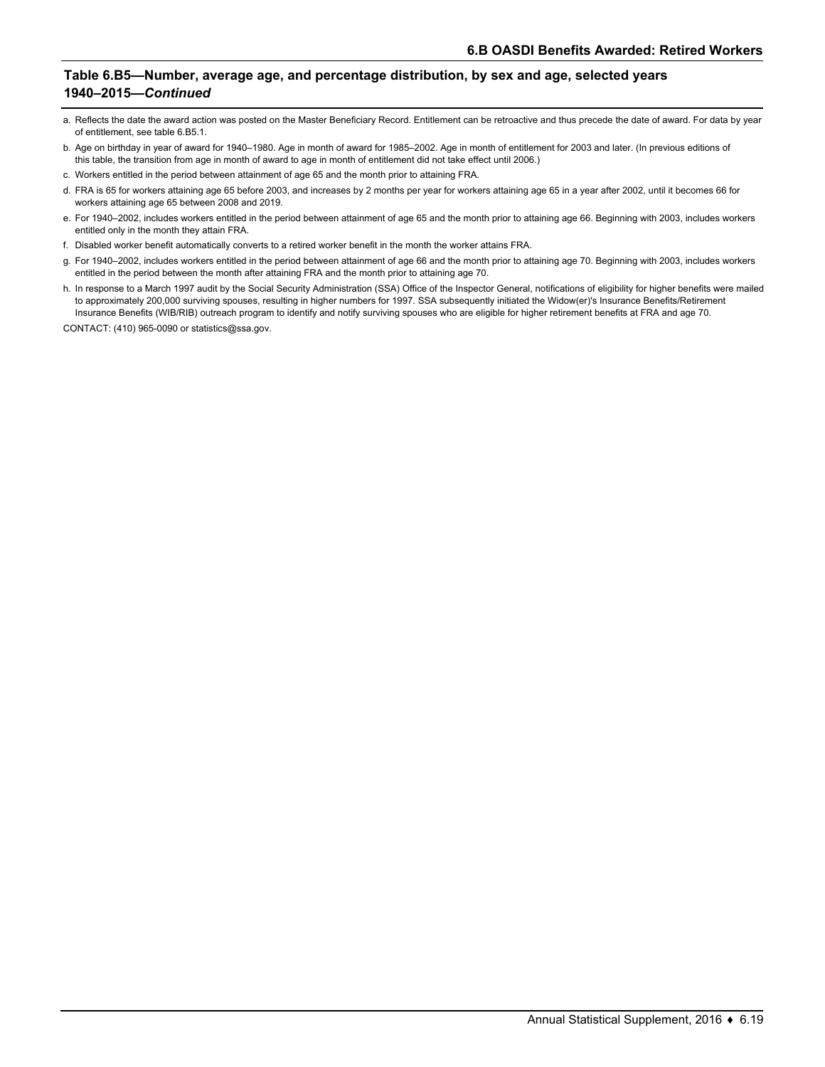## Table 6.B5—Number, average age, and percentage distribution, by sex and age, selected years 1940–2015—*Continued*

a. Reflects the date the award action was posted on the Master Beneficiary Record. Entitlement can be retroactive and thus precede the date of award. For data by year of entitlement, see table 6.B5.1.

b. Age on birthday in year of award for 1940–1980. Age in month of award for 1985–2002. Age in month of entitlement for 2003 and later. (In previous editions of this table, the transition from age in month of award to age in month of entitlement did not take effect until 2006.)

c. Workers entitled in the period between attainment of age 65 and the month prior to attaining FRA.

d. FRA is 65 for workers attaining age 65 before 2003, and increases by 2 months per year for workers attaining age 65 in a year after 2002, until it becomes 66 for workers attaining age 65 between 2008 and 2019.

e. For 1940–2002, includes workers entitled in the period between attainment of age 65 and the month prior to attaining age 66. Beginning with 2003, includes workers entitled only in the month they attain FRA.

f. Disabled worker benefit automatically converts to a retired worker benefit in the month the worker attains FRA.

g. For 1940–2002, includes workers entitled in the period between attainment of age 66 and the month prior to attaining age 70. Beginning with 2003, includes workers entitled in the period between the month after attaining FRA and the month prior to attaining age 70.

h. In response to a March 1997 audit by the Social Security Administration (SSA) Office of the Inspector General, notifications of eligibility for higher benefits were mailed to approximately 200,000 surviving spouses, resulting in higher numbers for 1997. SSA subsequently initiated the Widow(er)'s Insurance Benefits/Retirement Insurance Benefits (WIB/RIB) outreach program to identify and notify surviving spouses who are eligible for higher retirement benefits at FRA and age 70.

CONTACT: (410) 965-0090 or statistics@ssa.gov.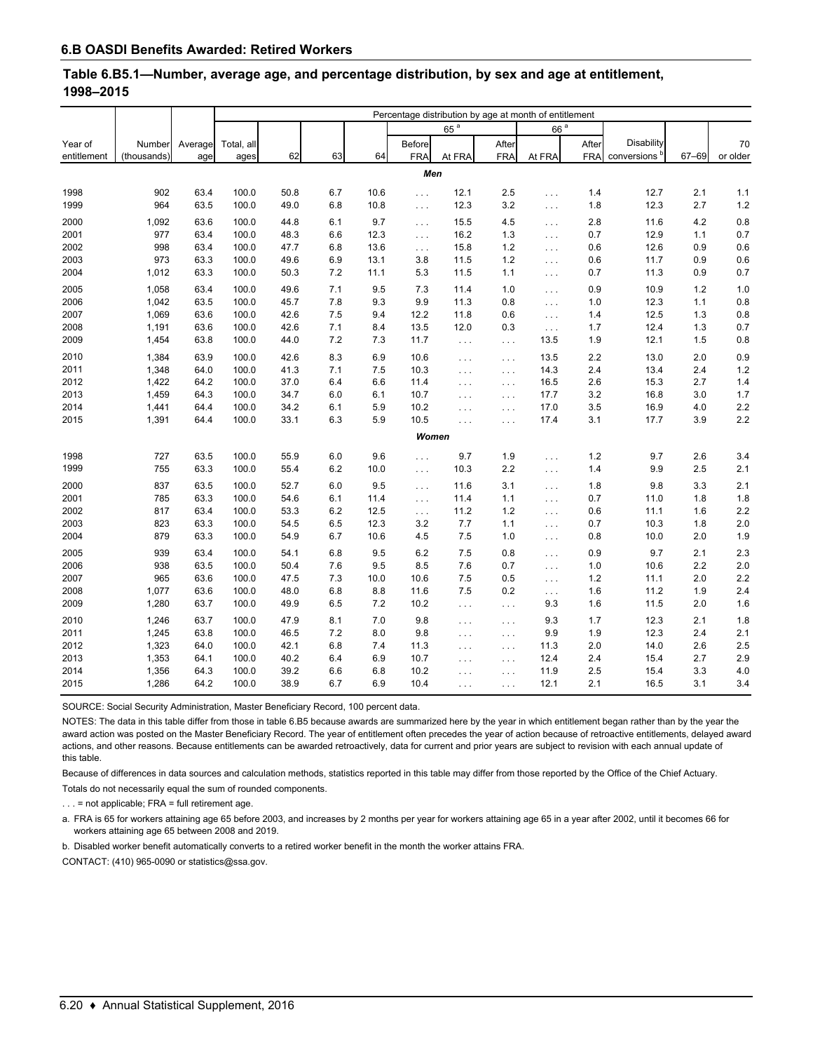## 6.B OASDI Benefits Awarded: Retired Workers

### Table 6.B5.1—Number, average age, and percentage distribution, by sex and age at entitlement, 1998–2015

| Year of entitlement | Number (thousands) | Average age | Percentage distribution by age at month of entitlement | | | | | | | | | | | |
|---|---|---|---|---|---|---|---|---|---|---|---|---|---|---|
| | | | Total, all ages | 62 | 63 | 64 | 65 [a] | | | 66 [a] | | Disability conversions [b] | 67–69 | 70 or older |
| | | | | | | | Before FRA | At FRA | After FRA | At FRA | After FRA | | | |
| **Men** | | | | | | | | | | | | | | |
| 1998 | 902 | 63.4 | 100.0 | 50.8 | 6.7 | 10.6 | . . . | 12.1 | 2.5 | . . . | 1.4 | 12.7 | 2.1 | 1.1 |
| 1999 | 964 | 63.5 | 100.0 | 49.0 | 6.8 | 10.8 | . . . | 12.3 | 3.2 | . . . | 1.8 | 12.3 | 2.7 | 1.2 |
| 2000 | 1,092 | 63.6 | 100.0 | 44.8 | 6.1 | 9.7 | . . . | 15.5 | 4.5 | . . . | 2.8 | 11.6 | 4.2 | 0.8 |
| 2001 | 977 | 63.4 | 100.0 | 48.3 | 6.6 | 12.3 | . . . | 16.2 | 1.3 | . . . | 0.7 | 12.9 | 1.1 | 0.7 |
| 2002 | 998 | 63.4 | 100.0 | 47.7 | 6.8 | 13.6 | . . . | 15.8 | 1.2 | . . . | 0.6 | 12.6 | 0.9 | 0.6 |
| 2003 | 973 | 63.3 | 100.0 | 49.6 | 6.9 | 13.1 | 3.8 | 11.5 | 1.2 | . . . | 0.6 | 11.7 | 0.9 | 0.6 |
| 2004 | 1,012 | 63.3 | 100.0 | 50.3 | 7.2 | 11.1 | 5.3 | 11.5 | 1.1 | . . . | 0.7 | 11.3 | 0.9 | 0.7 |
| 2005 | 1,058 | 63.4 | 100.0 | 49.6 | 7.1 | 9.5 | 7.3 | 11.4 | 1.0 | . . . | 0.9 | 10.9 | 1.2 | 1.0 |
| 2006 | 1,042 | 63.5 | 100.0 | 45.7 | 7.8 | 9.3 | 9.9 | 11.3 | 0.8 | . . . | 1.0 | 12.3 | 1.1 | 0.8 |
| 2007 | 1,069 | 63.6 | 100.0 | 42.6 | 7.5 | 9.4 | 12.2 | 11.8 | 0.6 | . . . | 1.4 | 12.5 | 1.3 | 0.8 |
| 2008 | 1,191 | 63.6 | 100.0 | 42.6 | 7.1 | 8.4 | 13.5 | 12.0 | 0.3 | . . . | 1.7 | 12.4 | 1.3 | 0.7 |
| 2009 | 1,454 | 63.8 | 100.0 | 44.0 | 7.2 | 7.3 | 11.7 | . . . | . . . | 13.5 | 1.9 | 12.1 | 1.5 | 0.8 |
| 2010 | 1,384 | 63.9 | 100.0 | 42.6 | 8.3 | 6.9 | 10.6 | . . . | . . . | 13.5 | 2.2 | 13.0 | 2.0 | 0.9 |
| 2011 | 1,348 | 64.0 | 100.0 | 41.3 | 7.1 | 7.5 | 10.3 | . . . | . . . | 14.3 | 2.4 | 13.4 | 2.4 | 1.2 |
| 2012 | 1,422 | 64.2 | 100.0 | 37.0 | 6.4 | 6.6 | 11.4 | . . . | . . . | 16.5 | 2.6 | 15.3 | 2.7 | 1.4 |
| 2013 | 1,459 | 64.3 | 100.0 | 34.7 | 6.0 | 6.1 | 10.7 | . . . | . . . | 17.7 | 3.2 | 16.8 | 3.0 | 1.7 |
| 2014 | 1,441 | 64.4 | 100.0 | 34.2 | 6.1 | 5.9 | 10.2 | . . . | . . . | 17.0 | 3.5 | 16.9 | 4.0 | 2.2 |
| 2015 | 1,391 | 64.4 | 100.0 | 33.1 | 6.3 | 5.9 | 10.5 | . . . | . . . | 17.4 | 3.1 | 17.7 | 3.9 | 2.2 |
| **Women** | | | | | | | | | | | | | | |
| 1998 | 727 | 63.5 | 100.0 | 55.9 | 6.0 | 9.6 | . . . | 9.7 | 1.9 | . . . | 1.2 | 9.7 | 2.6 | 3.4 |
| 1999 | 755 | 63.3 | 100.0 | 55.4 | 6.2 | 10.0 | . . . | 10.3 | 2.2 | . . . | 1.4 | 9.9 | 2.5 | 2.1 |
| 2000 | 837 | 63.5 | 100.0 | 52.7 | 6.0 | 9.5 | . . . | 11.6 | 3.1 | . . . | 1.8 | 9.8 | 3.3 | 2.1 |
| 2001 | 785 | 63.3 | 100.0 | 54.6 | 6.1 | 11.4 | . . . | 11.4 | 1.1 | . . . | 0.7 | 11.0 | 1.8 | 1.8 |
| 2002 | 817 | 63.4 | 100.0 | 53.3 | 6.2 | 12.5 | . . . | 11.2 | 1.2 | . . . | 0.6 | 11.1 | 1.6 | 2.2 |
| 2003 | 823 | 63.3 | 100.0 | 54.5 | 6.5 | 12.3 | 3.2 | 7.7 | 1.1 | . . . | 0.7 | 10.3 | 1.8 | 2.0 |
| 2004 | 879 | 63.3 | 100.0 | 54.9 | 6.7 | 10.6 | 4.5 | 7.5 | 1.0 | . . . | 0.8 | 10.0 | 2.0 | 1.9 |
| 2005 | 939 | 63.4 | 100.0 | 54.1 | 6.8 | 9.5 | 6.2 | 7.5 | 0.8 | . . . | 0.9 | 9.7 | 2.1 | 2.3 |
| 2006 | 938 | 63.5 | 100.0 | 50.4 | 7.6 | 9.5 | 8.5 | 7.6 | 0.7 | . . . | 1.0 | 10.6 | 2.2 | 2.0 |
| 2007 | 965 | 63.6 | 100.0 | 47.5 | 7.3 | 10.0 | 10.6 | 7.5 | 0.5 | . . . | 1.2 | 11.1 | 2.0 | 2.2 |
| 2008 | 1,077 | 63.6 | 100.0 | 48.0 | 6.8 | 8.8 | 11.6 | 7.5 | 0.2 | . . . | 1.6 | 11.2 | 1.9 | 2.4 |
| 2009 | 1,280 | 63.7 | 100.0 | 49.9 | 6.5 | 7.2 | 10.2 | . . . | . . . | 9.3 | 1.6 | 11.5 | 2.0 | 1.6 |
| 2010 | 1,246 | 63.7 | 100.0 | 47.9 | 8.1 | 7.0 | 9.8 | . . . | . . . | 9.3 | 1.7 | 12.3 | 2.1 | 1.8 |
| 2011 | 1,245 | 63.8 | 100.0 | 46.5 | 7.2 | 8.0 | 9.8 | . . . | . . . | 9.9 | 1.9 | 12.3 | 2.4 | 2.1 |
| 2012 | 1,323 | 64.0 | 100.0 | 42.1 | 6.8 | 7.4 | 11.3 | . . . | . . . | 11.3 | 2.0 | 14.0 | 2.6 | 2.5 |
| 2013 | 1,353 | 64.1 | 100.0 | 40.2 | 6.4 | 6.9 | 10.7 | . . . | . . . | 12.4 | 2.4 | 15.4 | 2.7 | 2.9 |
| 2014 | 1,356 | 64.3 | 100.0 | 39.2 | 6.6 | 6.8 | 10.2 | . . . | . . . | 11.9 | 2.5 | 15.4 | 3.3 | 4.0 |
| 2015 | 1,286 | 64.2 | 100.0 | 38.9 | 6.7 | 6.9 | 10.4 | . . . | . . . | 12.1 | 2.1 | 16.5 | 3.1 | 3.4 |

SOURCE: Social Security Administration, Master Beneficiary Record, 100 percent data.

NOTES: The data in this table differ from those in table 6.B5 because awards are summarized here by the year in which entitlement began rather than by the year the award action was posted on the Master Beneficiary Record. The year of entitlement often precedes the year of action because of retroactive entitlements, delayed award actions, and other reasons. Because entitlements can be awarded retroactively, data for current and prior years are subject to revision with each annual update of this table.

Because of differences in data sources and calculation methods, statistics reported in this table may differ from those reported by the Office of the Chief Actuary.

Totals do not necessarily equal the sum of rounded components.

. . . = not applicable; FRA = full retirement age.

a. FRA is 65 for workers attaining age 65 before 2003, and increases by 2 months per year for workers attaining age 65 in a year after 2002, until it becomes 66 for workers attaining age 65 between 2008 and 2019.

b. Disabled worker benefit automatically converts to a retired worker benefit in the month the worker attains FRA.

CONTACT: (410) 965-0090 or statistics@ssa.gov.